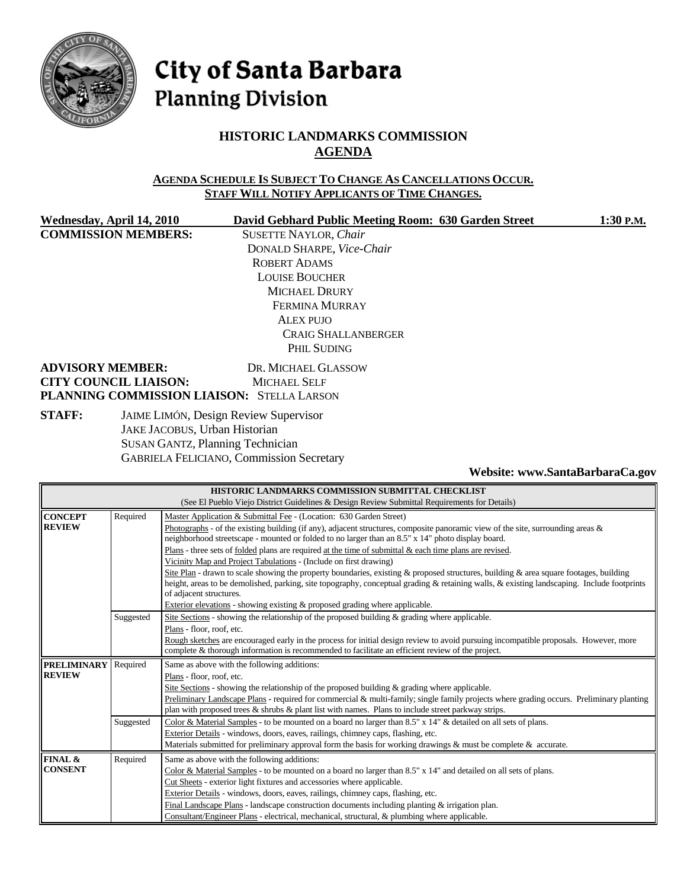# City of Santa Barbara
## Planning Division

### HISTORIC LANDMARKS COMMISSION
### AGENDA

**AGENDA SCHEDULE IS SUBJECT TO CHANGE AS CANCELLATIONS OCCUR.**
**STAFF WILL NOTIFY APPLICANTS OF TIME CHANGES.**

**Wednesday, April 14, 2010** **David Gebhard Public Meeting Room: 630 Garden Street** **1:30 P.M.**

**COMMISSION MEMBERS:**
SUSETTE NAYLOR, *Chair*
DONALD SHARPE, *Vice-Chair*
ROBERT ADAMS
LOUISE BOUCHER
MICHAEL DRURY
FERMINA MURRAY
ALEX PUJO
CRAIG SHALLANBERGER
PHIL SUDING

**ADVISORY MEMBER:** DR. MICHAEL GLASSOW
**CITY COUNCIL LIAISON:** MICHAEL SELF
**PLANNING COMMISSION LIAISON:** STELLA LARSON

**STAFF:**
JAIME LIMÓN, Design Review Supervisor
JAKE JACOBUS, Urban Historian
SUSAN GANTZ, Planning Technician
GABRIELA FELICIANO, Commission Secretary

**Website: www.SantaBarbaraCa.gov**

| HISTORIC LANDMARKS COMMISSION SUBMITTAL CHECKLIST (See El Pueblo Viejo District Guidelines & Design Review Submittal Requirements for Details) | | |
|---|---|---|
| **CONCEPT REVIEW** | Required | Master Application & Submittal Fee - (Location: 630 Garden Street)<br>Photographs - of the existing building (if any), adjacent structures, composite panoramic view of the site, surrounding areas & neighborhood streetscape - mounted or folded to no larger than an 8.5" x 14" photo display board.<br>Plans - three sets of folded plans are required at the time of submittal & each time plans are revised.<br>Vicinity Map and Project Tabulations - (Include on first drawing)<br>Site Plan - drawn to scale showing the property boundaries, existing & proposed structures, building & area square footages, building height, areas to be demolished, parking, site topography, conceptual grading & retaining walls, & existing landscaping. Include footprints of adjacent structures.<br>Exterior elevations - showing existing & proposed grading where applicable. |
| | Suggested | Site Sections - showing the relationship of the proposed building & grading where applicable.<br>Plans - floor, roof, etc.<br>Rough sketches are encouraged early in the process for initial design review to avoid pursuing incompatible proposals. However, more complete & thorough information is recommended to facilitate an efficient review of the project. |
| **PRELIMINARY REVIEW** | Required | Same as above with the following additions:<br>Plans - floor, roof, etc.<br>Site Sections - showing the relationship of the proposed building & grading where applicable.<br>Preliminary Landscape Plans - required for commercial & multi-family; single family projects where grading occurs. Preliminary planting plan with proposed trees & shrubs & plant list with names. Plans to include street parkway strips. |
| | Suggested | Color & Material Samples - to be mounted on a board no larger than 8.5" x 14" & detailed on all sets of plans.<br>Exterior Details - windows, doors, eaves, railings, chimney caps, flashing, etc.<br>Materials submitted for preliminary approval form the basis for working drawings & must be complete & accurate. |
| **FINAL & CONSENT** | Required | Same as above with the following additions:<br>Color & Material Samples - to be mounted on a board no larger than 8.5" x 14" and detailed on all sets of plans.<br>Cut Sheets - exterior light fixtures and accessories where applicable.<br>Exterior Details - windows, doors, eaves, railings, chimney caps, flashing, etc.<br>Final Landscape Plans - landscape construction documents including planting & irrigation plan.<br>Consultant/Engineer Plans - electrical, mechanical, structural, & plumbing where applicable. |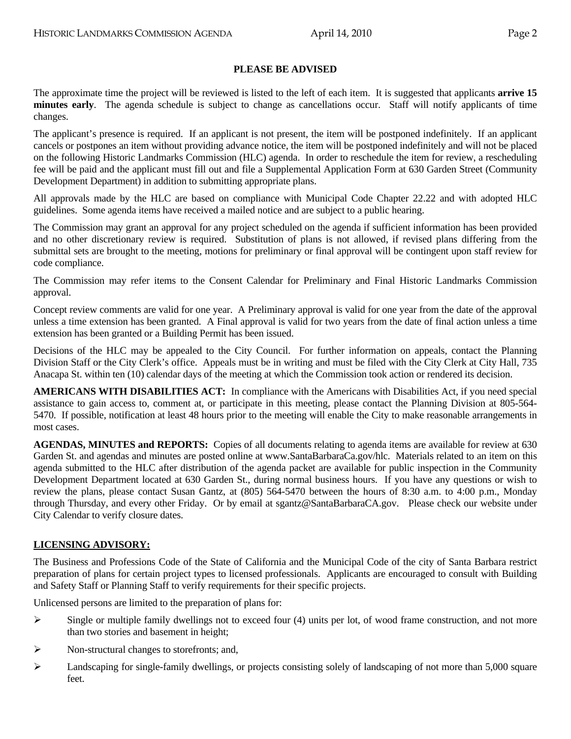## PLEASE BE ADVISED

The approximate time the project will be reviewed is listed to the left of each item. It is suggested that applicants **arrive 15 minutes early**. The agenda schedule is subject to change as cancellations occur. Staff will notify applicants of time changes.

The applicant's presence is required. If an applicant is not present, the item will be postponed indefinitely. If an applicant cancels or postpones an item without providing advance notice, the item will be postponed indefinitely and will not be placed on the following Historic Landmarks Commission (HLC) agenda. In order to reschedule the item for review, a rescheduling fee will be paid and the applicant must fill out and file a Supplemental Application Form at 630 Garden Street (Community Development Department) in addition to submitting appropriate plans.

All approvals made by the HLC are based on compliance with Municipal Code Chapter 22.22 and with adopted HLC guidelines. Some agenda items have received a mailed notice and are subject to a public hearing.

The Commission may grant an approval for any project scheduled on the agenda if sufficient information has been provided and no other discretionary review is required. Substitution of plans is not allowed, if revised plans differing from the submittal sets are brought to the meeting, motions for preliminary or final approval will be contingent upon staff review for code compliance.

The Commission may refer items to the Consent Calendar for Preliminary and Final Historic Landmarks Commission approval.

Concept review comments are valid for one year. A Preliminary approval is valid for one year from the date of the approval unless a time extension has been granted. A Final approval is valid for two years from the date of final action unless a time extension has been granted or a Building Permit has been issued.

Decisions of the HLC may be appealed to the City Council. For further information on appeals, contact the Planning Division Staff or the City Clerk's office. Appeals must be in writing and must be filed with the City Clerk at City Hall, 735 Anacapa St. within ten (10) calendar days of the meeting at which the Commission took action or rendered its decision.

**AMERICANS WITH DISABILITIES ACT:** In compliance with the Americans with Disabilities Act, if you need special assistance to gain access to, comment at, or participate in this meeting, please contact the Planning Division at 805-564-5470. If possible, notification at least 48 hours prior to the meeting will enable the City to make reasonable arrangements in most cases.

**AGENDAS, MINUTES and REPORTS:** Copies of all documents relating to agenda items are available for review at 630 Garden St. and agendas and minutes are posted online at www.SantaBarbaraCa.gov/hlc. Materials related to an item on this agenda submitted to the HLC after distribution of the agenda packet are available for public inspection in the Community Development Department located at 630 Garden St., during normal business hours. If you have any questions or wish to review the plans, please contact Susan Gantz, at (805) 564-5470 between the hours of 8:30 a.m. to 4:00 p.m., Monday through Thursday, and every other Friday. Or by email at sgantz@SantaBarbaraCA.gov. Please check our website under City Calendar to verify closure dates.

## LICENSING ADVISORY:

The Business and Professions Code of the State of California and the Municipal Code of the city of Santa Barbara restrict preparation of plans for certain project types to licensed professionals. Applicants are encouraged to consult with Building and Safety Staff or Planning Staff to verify requirements for their specific projects.

Unlicensed persons are limited to the preparation of plans for:

- Single or multiple family dwellings not to exceed four (4) units per lot, of wood frame construction, and not more than two stories and basement in height;
- Non-structural changes to storefronts; and,
- Landscaping for single-family dwellings, or projects consisting solely of landscaping of not more than 5,000 square feet.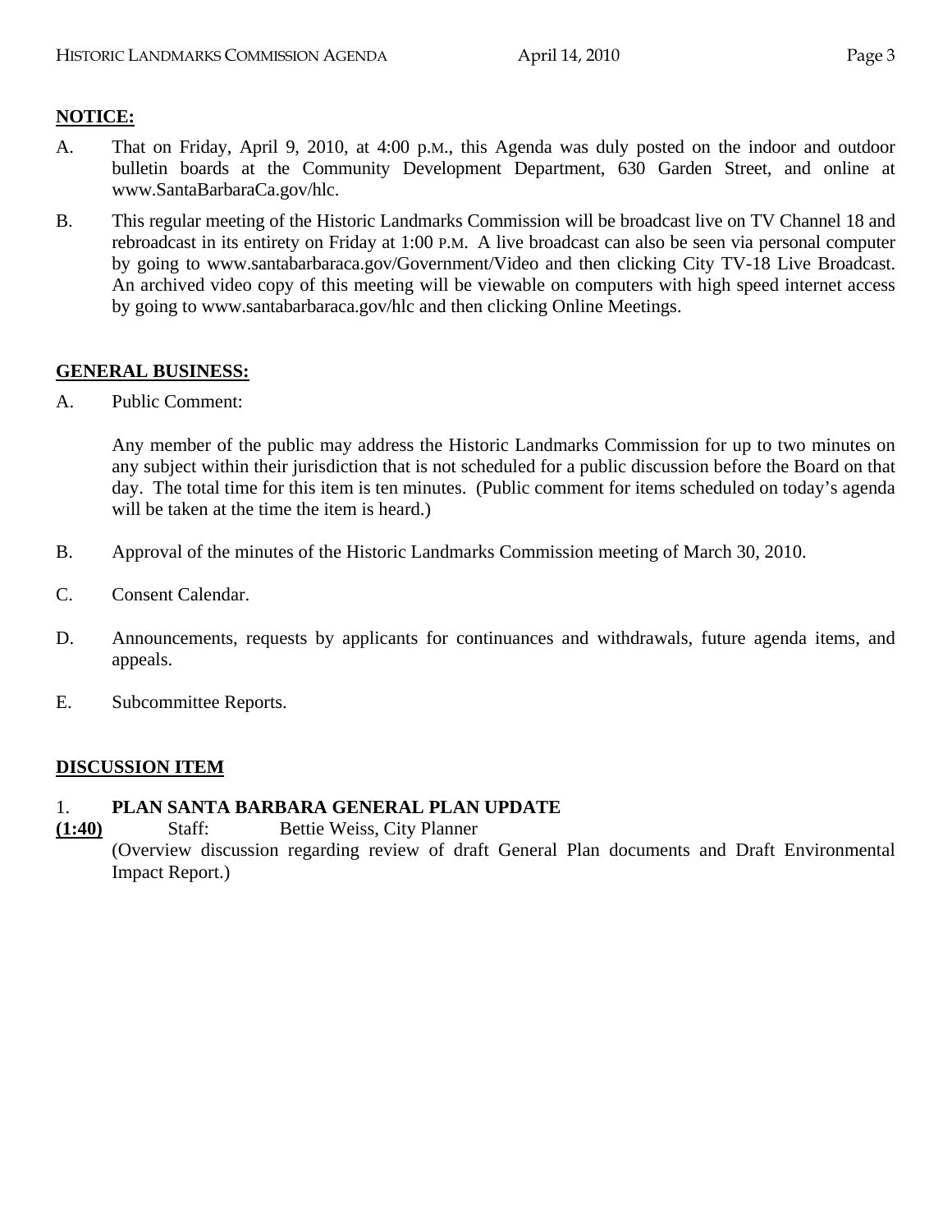**NOTICE:**

A. That on Friday, April 9, 2010, at 4:00 P.M., this Agenda was duly posted on the indoor and outdoor bulletin boards at the Community Development Department, 630 Garden Street, and online at www.SantaBarbaraCa.gov/hlc.

B. This regular meeting of the Historic Landmarks Commission will be broadcast live on TV Channel 18 and rebroadcast in its entirety on Friday at 1:00 P.M. A live broadcast can also be seen via personal computer by going to www.santabarbaraca.gov/Government/Video and then clicking City TV-18 Live Broadcast. An archived video copy of this meeting will be viewable on computers with high speed internet access by going to www.santabarbaraca.gov/hlc and then clicking Online Meetings.

**GENERAL BUSINESS:**

A. Public Comment:

   Any member of the public may address the Historic Landmarks Commission for up to two minutes on any subject within their jurisdiction that is not scheduled for a public discussion before the Board on that day. The total time for this item is ten minutes. (Public comment for items scheduled on today's agenda will be taken at the time the item is heard.)

B. Approval of the minutes of the Historic Landmarks Commission meeting of March 30, 2010.

C. Consent Calendar.

D. Announcements, requests by applicants for continuances and withdrawals, future agenda items, and appeals.

E. Subcommittee Reports.

**DISCUSSION ITEM**

1. **PLAN SANTA BARBARA GENERAL PLAN UPDATE**

**(1:40)** Staff: Bettie Weiss, City Planner

(Overview discussion regarding review of draft General Plan documents and Draft Environmental Impact Report.)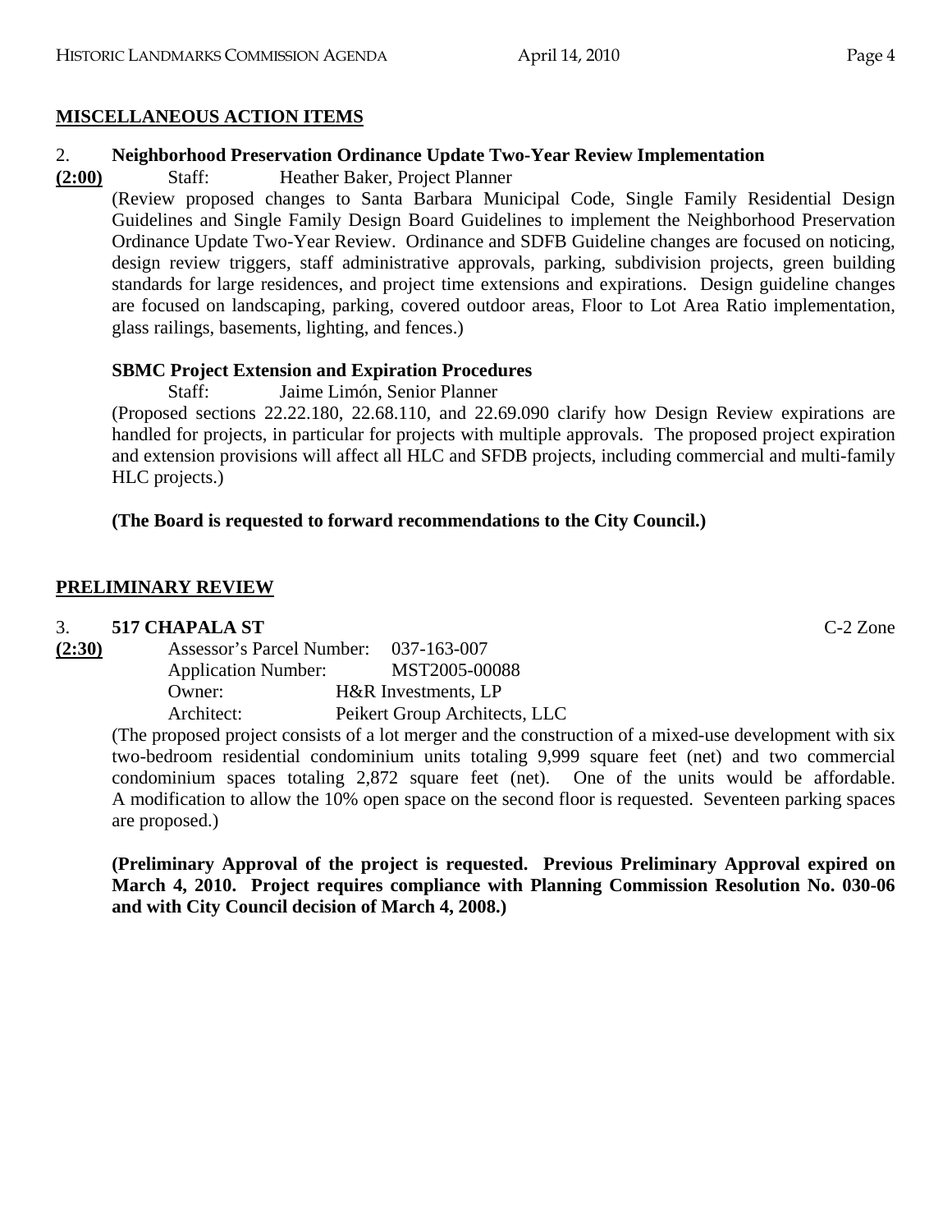## MISCELLANEOUS ACTION ITEMS

2. **Neighborhood Preservation Ordinance Update Two-Year Review Implementation**

**(2:00)** Staff: Heather Baker, Project Planner

(Review proposed changes to Santa Barbara Municipal Code, Single Family Residential Design Guidelines and Single Family Design Board Guidelines to implement the Neighborhood Preservation Ordinance Update Two-Year Review. Ordinance and SDFB Guideline changes are focused on noticing, design review triggers, staff administrative approvals, parking, subdivision projects, green building standards for large residences, and project time extensions and expirations. Design guideline changes are focused on landscaping, parking, covered outdoor areas, Floor to Lot Area Ratio implementation, glass railings, basements, lighting, and fences.)

**SBMC Project Extension and Expiration Procedures**

Staff: Jaime Limón, Senior Planner

(Proposed sections 22.22.180, 22.68.110, and 22.69.090 clarify how Design Review expirations are handled for projects, in particular for projects with multiple approvals. The proposed project expiration and extension provisions will affect all HLC and SFDB projects, including commercial and multi-family HLC projects.)

**(The Board is requested to forward recommendations to the City Council.)**

## PRELIMINARY REVIEW

3. **517 CHAPALA ST** C-2 Zone

**(2:30)** Assessor's Parcel Number: 037-163-007

Application Number: MST2005-00088

Owner: H&R Investments, LP

Architect: Peikert Group Architects, LLC

(The proposed project consists of a lot merger and the construction of a mixed-use development with six two-bedroom residential condominium units totaling 9,999 square feet (net) and two commercial condominium spaces totaling 2,872 square feet (net). One of the units would be affordable. A modification to allow the 10% open space on the second floor is requested. Seventeen parking spaces are proposed.)

**(Preliminary Approval of the project is requested. Previous Preliminary Approval expired on March 4, 2010. Project requires compliance with Planning Commission Resolution No. 030-06 and with City Council decision of March 4, 2008.)**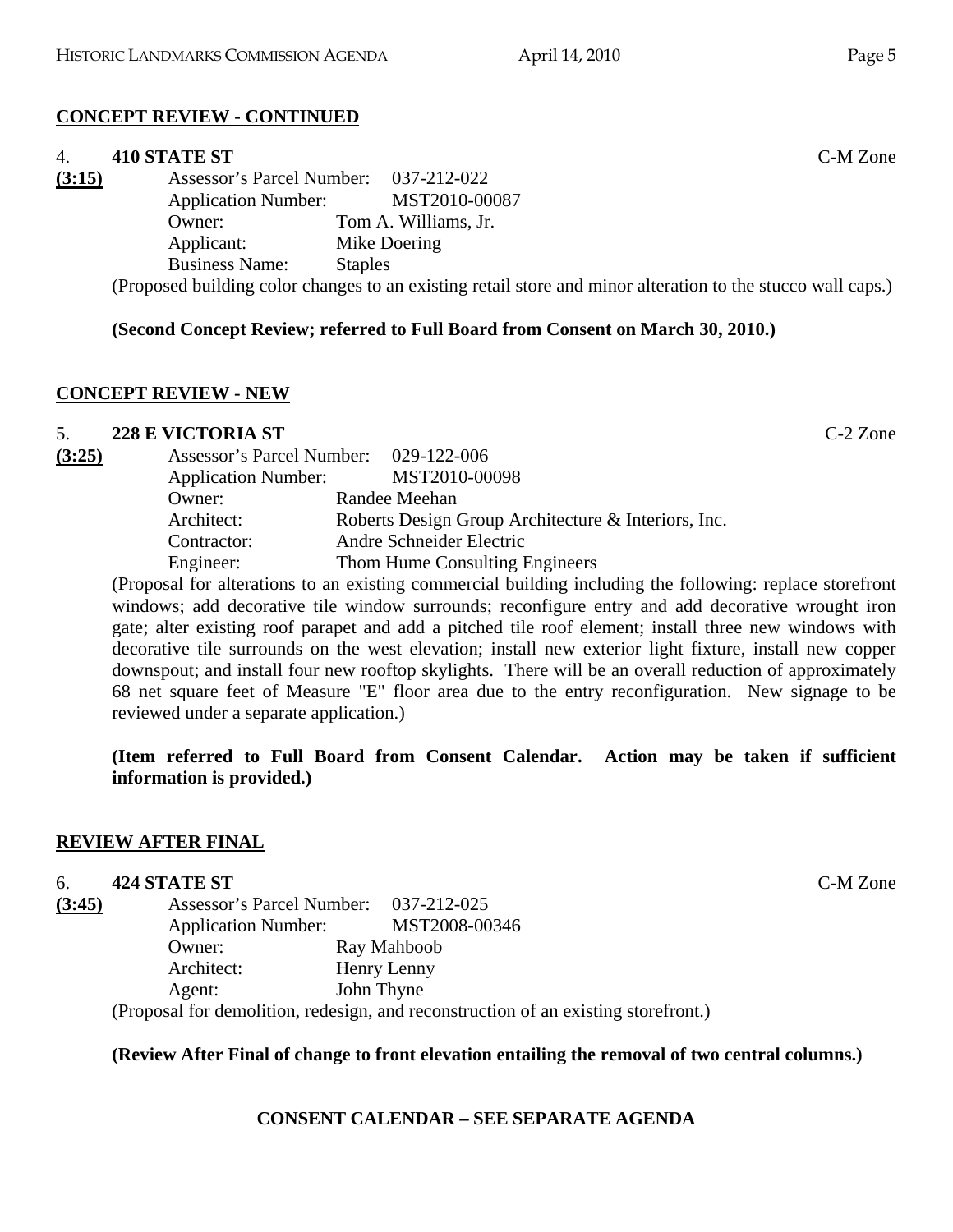## **CONCEPT REVIEW - CONTINUED**

4. **410 STATE ST** C-M Zone

**(3:15)**

Assessor's Parcel Number: 037-212-022
Application Number: MST2010-00087
Owner: Tom A. Williams, Jr.
Applicant: Mike Doering
Business Name: Staples

(Proposed building color changes to an existing retail store and minor alteration to the stucco wall caps.)

**(Second Concept Review; referred to Full Board from Consent on March 30, 2010.)**

## **CONCEPT REVIEW - NEW**

5. **228 E VICTORIA ST** C-2 Zone

**(3:25)**

Assessor's Parcel Number: 029-122-006
Application Number: MST2010-00098
Owner: Randee Meehan
Architect: Roberts Design Group Architecture & Interiors, Inc.
Contractor: Andre Schneider Electric
Engineer: Thom Hume Consulting Engineers

(Proposal for alterations to an existing commercial building including the following: replace storefront windows; add decorative tile window surrounds; reconfigure entry and add decorative wrought iron gate; alter existing roof parapet and add a pitched tile roof element; install three new windows with decorative tile surrounds on the west elevation; install new exterior light fixture, install new copper downspout; and install four new rooftop skylights. There will be an overall reduction of approximately 68 net square feet of Measure "E" floor area due to the entry reconfiguration. New signage to be reviewed under a separate application.)

**(Item referred to Full Board from Consent Calendar. Action may be taken if sufficient information is provided.)**

## **REVIEW AFTER FINAL**

6. **424 STATE ST** C-M Zone

**(3:45)**

Assessor's Parcel Number: 037-212-025
Application Number: MST2008-00346
Owner: Ray Mahboob
Architect: Henry Lenny
Agent: John Thyne

(Proposal for demolition, redesign, and reconstruction of an existing storefront.)

**(Review After Final of change to front elevation entailing the removal of two central columns.)**

**CONSENT CALENDAR – SEE SEPARATE AGENDA**